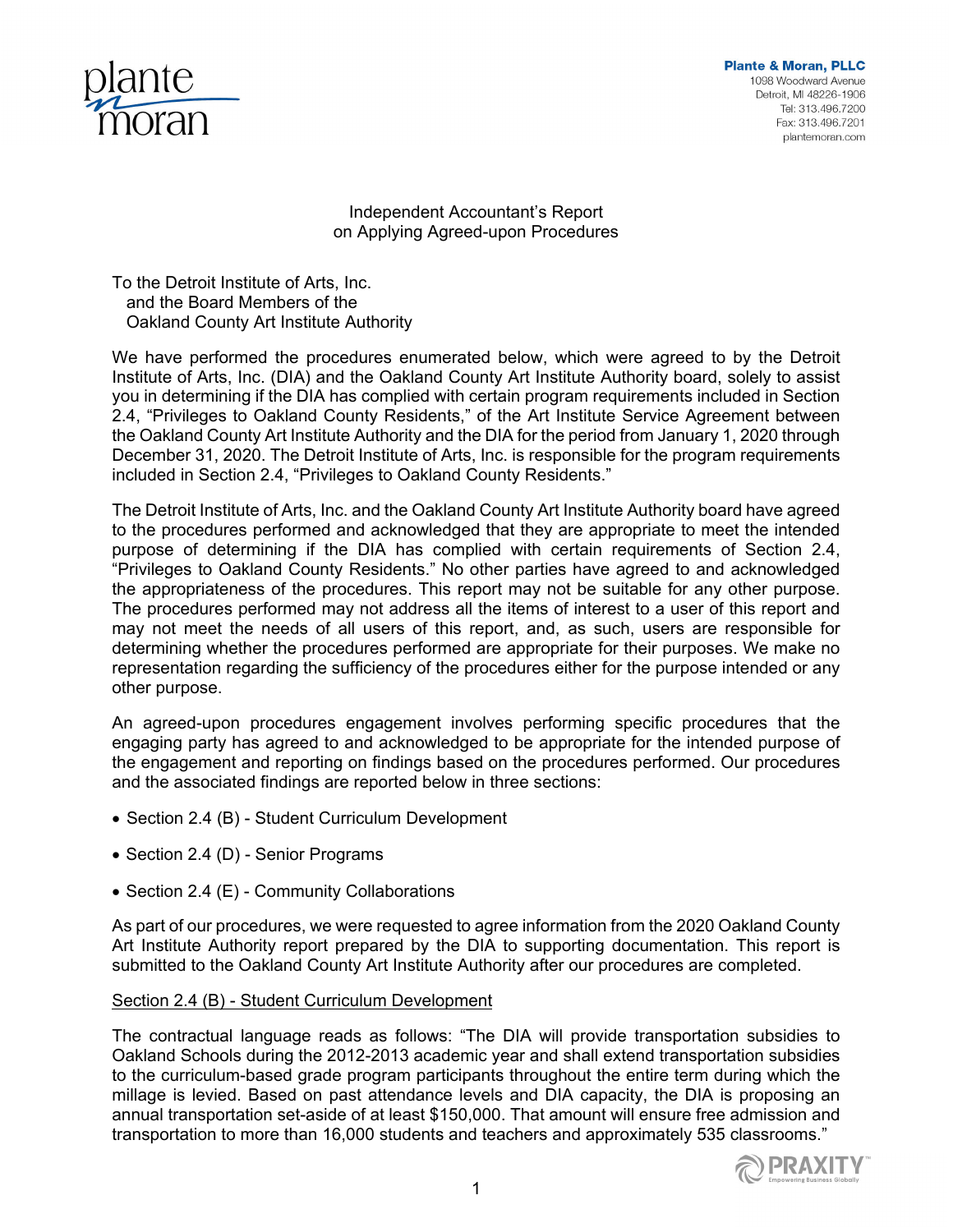Plante & Moran, PLLC
1098 Woodward Avenue
Detroit, MI 48226-1906
Tel: 313.496.7200
Fax: 313.496.7201
plantemoran.com

Independent Accountant's Report
on Applying Agreed-upon Procedures

To the Detroit Institute of Arts, Inc.
and the Board Members of the
Oakland County Art Institute Authority

We have performed the procedures enumerated below, which were agreed to by the Detroit Institute of Arts, Inc. (DIA) and the Oakland County Art Institute Authority board, solely to assist you in determining if the DIA has complied with certain program requirements included in Section 2.4, "Privileges to Oakland County Residents," of the Art Institute Service Agreement between the Oakland County Art Institute Authority and the DIA for the period from January 1, 2020 through December 31, 2020. The Detroit Institute of Arts, Inc. is responsible for the program requirements included in Section 2.4, "Privileges to Oakland County Residents."

The Detroit Institute of Arts, Inc. and the Oakland County Art Institute Authority board have agreed to the procedures performed and acknowledged that they are appropriate to meet the intended purpose of determining if the DIA has complied with certain requirements of Section 2.4, "Privileges to Oakland County Residents." No other parties have agreed to and acknowledged the appropriateness of the procedures. This report may not be suitable for any other purpose. The procedures performed may not address all the items of interest to a user of this report and may not meet the needs of all users of this report, and, as such, users are responsible for determining whether the procedures performed are appropriate for their purposes. We make no representation regarding the sufficiency of the procedures either for the purpose intended or any other purpose.

An agreed-upon procedures engagement involves performing specific procedures that the engaging party has agreed to and acknowledged to be appropriate for the intended purpose of the engagement and reporting on findings based on the procedures performed. Our procedures and the associated findings are reported below in three sections:

- Section 2.4 (B) - Student Curriculum Development
- Section 2.4 (D) - Senior Programs
- Section 2.4 (E) - Community Collaborations

As part of our procedures, we were requested to agree information from the 2020 Oakland County Art Institute Authority report prepared by the DIA to supporting documentation. This report is submitted to the Oakland County Art Institute Authority after our procedures are completed.

Section 2.4 (B) - Student Curriculum Development

The contractual language reads as follows: "The DIA will provide transportation subsidies to Oakland Schools during the 2012-2013 academic year and shall extend transportation subsidies to the curriculum-based grade program participants throughout the entire term during which the millage is levied. Based on past attendance levels and DIA capacity, the DIA is proposing an annual transportation set-aside of at least $150,000. That amount will ensure free admission and transportation to more than 16,000 students and teachers and approximately 535 classrooms."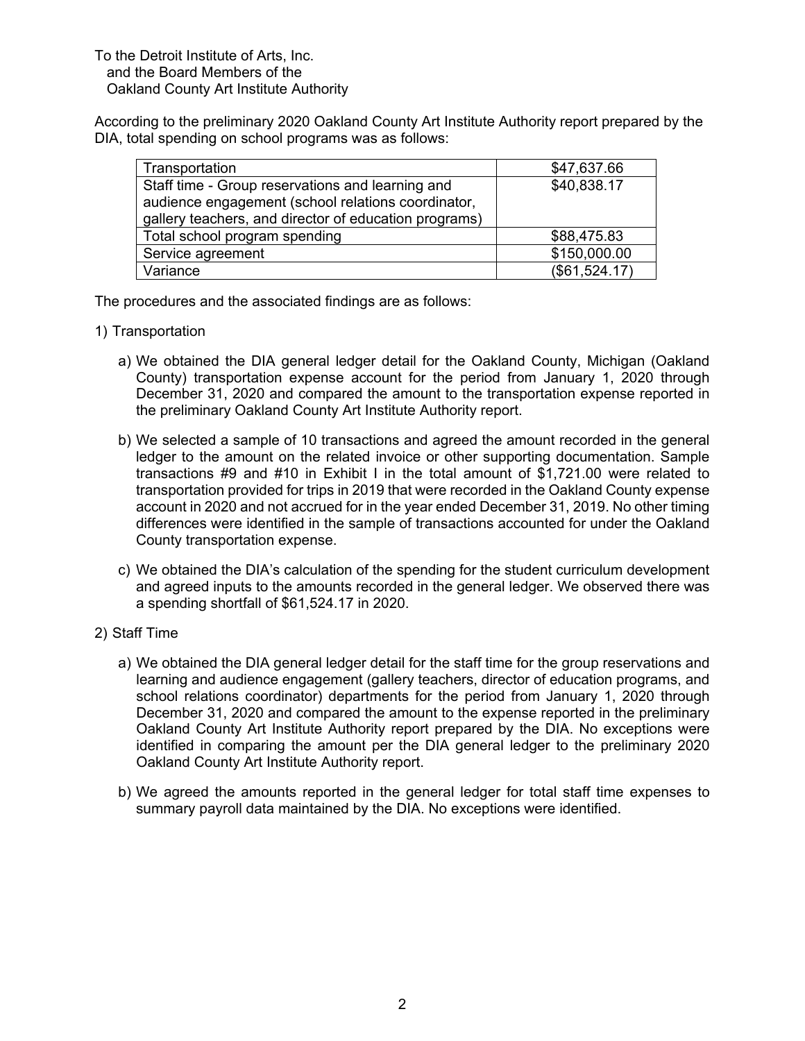To the Detroit Institute of Arts, Inc.
and the Board Members of the
Oakland County Art Institute Authority

According to the preliminary 2020 Oakland County Art Institute Authority report prepared by the DIA, total spending on school programs was as follows:

| | |
|---|---|
| Transportation | $47,637.66 |
| Staff time - Group reservations and learning and audience engagement (school relations coordinator, gallery teachers, and director of education programs) | $40,838.17 |
| Total school program spending | $88,475.83 |
| Service agreement | $150,000.00 |
| Variance | ($61,524.17) |

The procedures and the associated findings are as follows:

1) Transportation

   a) We obtained the DIA general ledger detail for the Oakland County, Michigan (Oakland County) transportation expense account for the period from January 1, 2020 through December 31, 2020 and compared the amount to the transportation expense reported in the preliminary Oakland County Art Institute Authority report.

   b) We selected a sample of 10 transactions and agreed the amount recorded in the general ledger to the amount on the related invoice or other supporting documentation. Sample transactions #9 and #10 in Exhibit I in the total amount of $1,721.00 were related to transportation provided for trips in 2019 that were recorded in the Oakland County expense account in 2020 and not accrued for in the year ended December 31, 2019. No other timing differences were identified in the sample of transactions accounted for under the Oakland County transportation expense.

   c) We obtained the DIA's calculation of the spending for the student curriculum development and agreed inputs to the amounts recorded in the general ledger. We observed there was a spending shortfall of $61,524.17 in 2020.

2) Staff Time

   a) We obtained the DIA general ledger detail for the staff time for the group reservations and learning and audience engagement (gallery teachers, director of education programs, and school relations coordinator) departments for the period from January 1, 2020 through December 31, 2020 and compared the amount to the expense reported in the preliminary Oakland County Art Institute Authority report prepared by the DIA. No exceptions were identified in comparing the amount per the DIA general ledger to the preliminary 2020 Oakland County Art Institute Authority report.

   b) We agreed the amounts reported in the general ledger for total staff time expenses to summary payroll data maintained by the DIA. No exceptions were identified.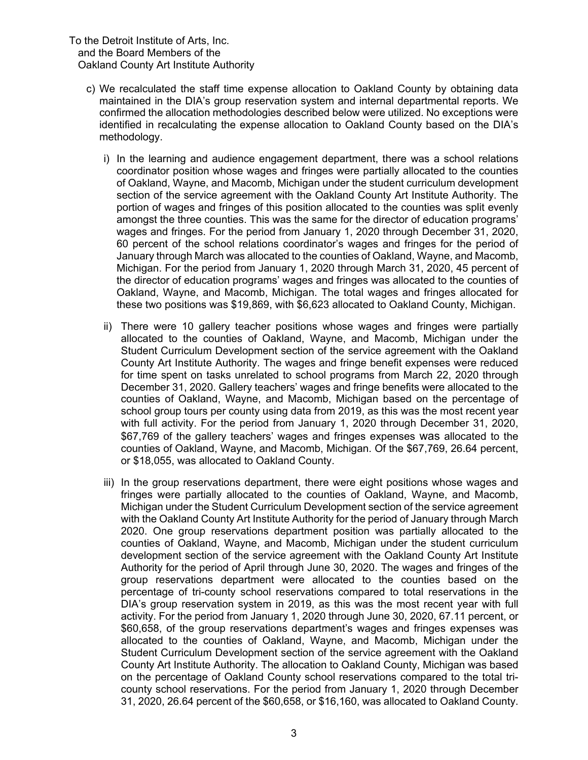To the Detroit Institute of Arts, Inc.
and the Board Members of the
Oakland County Art Institute Authority

c) We recalculated the staff time expense allocation to Oakland County by obtaining data maintained in the DIA's group reservation system and internal departmental reports. We confirmed the allocation methodologies described below were utilized. No exceptions were identified in recalculating the expense allocation to Oakland County based on the DIA's methodology.

   i) In the learning and audience engagement department, there was a school relations coordinator position whose wages and fringes were partially allocated to the counties of Oakland, Wayne, and Macomb, Michigan under the student curriculum development section of the service agreement with the Oakland County Art Institute Authority. The portion of wages and fringes of this position allocated to the counties was split evenly amongst the three counties. This was the same for the director of education programs' wages and fringes. For the period from January 1, 2020 through December 31, 2020, 60 percent of the school relations coordinator's wages and fringes for the period of January through March was allocated to the counties of Oakland, Wayne, and Macomb, Michigan. For the period from January 1, 2020 through March 31, 2020, 45 percent of the director of education programs' wages and fringes was allocated to the counties of Oakland, Wayne, and Macomb, Michigan. The total wages and fringes allocated for these two positions was $19,869, with $6,623 allocated to Oakland County, Michigan.

   ii) There were 10 gallery teacher positions whose wages and fringes were partially allocated to the counties of Oakland, Wayne, and Macomb, Michigan under the Student Curriculum Development section of the service agreement with the Oakland County Art Institute Authority. The wages and fringe benefit expenses were reduced for time spent on tasks unrelated to school programs from March 22, 2020 through December 31, 2020. Gallery teachers' wages and fringe benefits were allocated to the counties of Oakland, Wayne, and Macomb, Michigan based on the percentage of school group tours per county using data from 2019, as this was the most recent year with full activity. For the period from January 1, 2020 through December 31, 2020, $67,769 of the gallery teachers' wages and fringes expenses was allocated to the counties of Oakland, Wayne, and Macomb, Michigan. Of the $67,769, 26.64 percent, or $18,055, was allocated to Oakland County.

   iii) In the group reservations department, there were eight positions whose wages and fringes were partially allocated to the counties of Oakland, Wayne, and Macomb, Michigan under the Student Curriculum Development section of the service agreement with the Oakland County Art Institute Authority for the period of January through March 2020. One group reservations department position was partially allocated to the counties of Oakland, Wayne, and Macomb, Michigan under the student curriculum development section of the service agreement with the Oakland County Art Institute Authority for the period of April through June 30, 2020. The wages and fringes of the group reservations department were allocated to the counties based on the percentage of tri-county school reservations compared to total reservations in the DIA's group reservation system in 2019, as this was the most recent year with full activity. For the period from January 1, 2020 through June 30, 2020, 67.11 percent, or $60,658, of the group reservations department's wages and fringes expenses was allocated to the counties of Oakland, Wayne, and Macomb, Michigan under the Student Curriculum Development section of the service agreement with the Oakland County Art Institute Authority. The allocation to Oakland County, Michigan was based on the percentage of Oakland County school reservations compared to the total tri-county school reservations. For the period from January 1, 2020 through December 31, 2020, 26.64 percent of the $60,658, or $16,160, was allocated to Oakland County.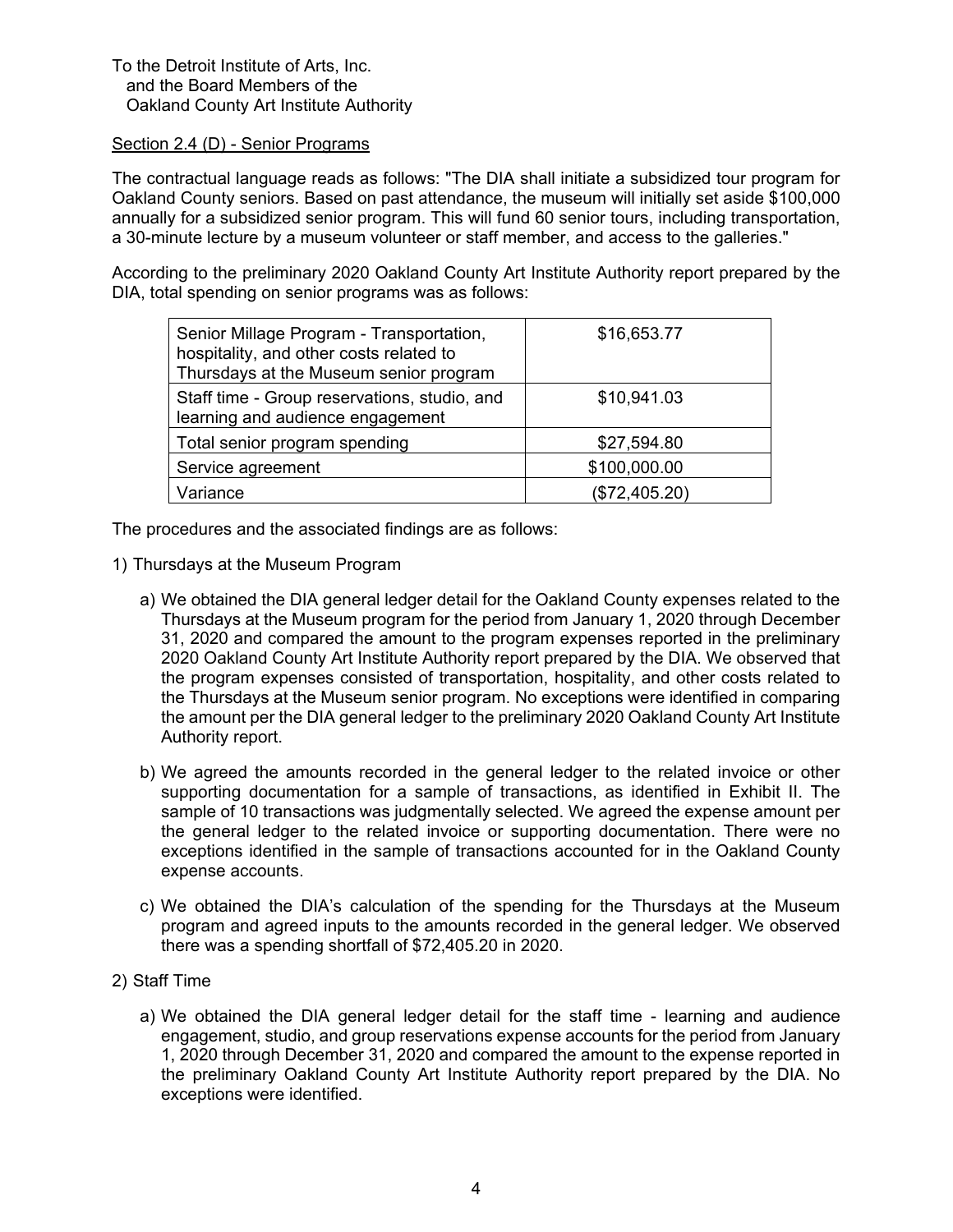To the Detroit Institute of Arts, Inc.
and the Board Members of the
Oakland County Art Institute Authority

Section 2.4 (D) - Senior Programs

The contractual language reads as follows: "The DIA shall initiate a subsidized tour program for Oakland County seniors. Based on past attendance, the museum will initially set aside $100,000 annually for a subsidized senior program. This will fund 60 senior tours, including transportation, a 30-minute lecture by a museum volunteer or staff member, and access to the galleries."

According to the preliminary 2020 Oakland County Art Institute Authority report prepared by the DIA, total spending on senior programs was as follows:

| | |
|---|---|
| Senior Millage Program - Transportation, hospitality, and other costs related to Thursdays at the Museum senior program | $16,653.77 |
| Staff time - Group reservations, studio, and learning and audience engagement | $10,941.03 |
| Total senior program spending | $27,594.80 |
| Service agreement | $100,000.00 |
| Variance | ($72,405.20) |

The procedures and the associated findings are as follows:

1) Thursdays at the Museum Program

   a) We obtained the DIA general ledger detail for the Oakland County expenses related to the Thursdays at the Museum program for the period from January 1, 2020 through December 31, 2020 and compared the amount to the program expenses reported in the preliminary 2020 Oakland County Art Institute Authority report prepared by the DIA. We observed that the program expenses consisted of transportation, hospitality, and other costs related to the Thursdays at the Museum senior program. No exceptions were identified in comparing the amount per the DIA general ledger to the preliminary 2020 Oakland County Art Institute Authority report.

   b) We agreed the amounts recorded in the general ledger to the related invoice or other supporting documentation for a sample of transactions, as identified in Exhibit II. The sample of 10 transactions was judgmentally selected. We agreed the expense amount per the general ledger to the related invoice or supporting documentation. There were no exceptions identified in the sample of transactions accounted for in the Oakland County expense accounts.

   c) We obtained the DIA's calculation of the spending for the Thursdays at the Museum program and agreed inputs to the amounts recorded in the general ledger. We observed there was a spending shortfall of $72,405.20 in 2020.

2) Staff Time

   a) We obtained the DIA general ledger detail for the staff time - learning and audience engagement, studio, and group reservations expense accounts for the period from January 1, 2020 through December 31, 2020 and compared the amount to the expense reported in the preliminary Oakland County Art Institute Authority report prepared by the DIA. No exceptions were identified.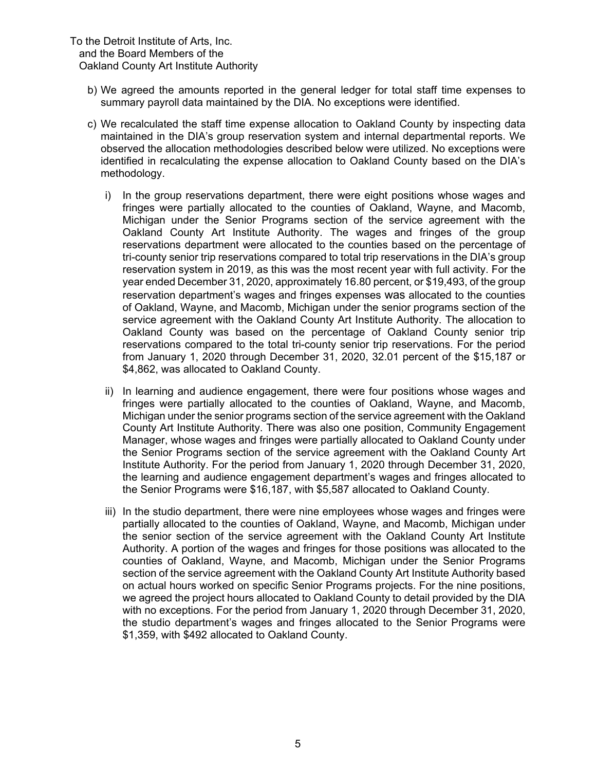To the Detroit Institute of Arts, Inc.
and the Board Members of the
Oakland County Art Institute Authority

b) We agreed the amounts reported in the general ledger for total staff time expenses to summary payroll data maintained by the DIA. No exceptions were identified.

c) We recalculated the staff time expense allocation to Oakland County by inspecting data maintained in the DIA's group reservation system and internal departmental reports. We observed the allocation methodologies described below were utilized. No exceptions were identified in recalculating the expense allocation to Oakland County based on the DIA's methodology.

   i) In the group reservations department, there were eight positions whose wages and fringes were partially allocated to the counties of Oakland, Wayne, and Macomb, Michigan under the Senior Programs section of the service agreement with the Oakland County Art Institute Authority. The wages and fringes of the group reservations department were allocated to the counties based on the percentage of tri-county senior trip reservations compared to total trip reservations in the DIA's group reservation system in 2019, as this was the most recent year with full activity. For the year ended December 31, 2020, approximately 16.80 percent, or $19,493, of the group reservation department's wages and fringes expenses was allocated to the counties of Oakland, Wayne, and Macomb, Michigan under the senior programs section of the service agreement with the Oakland County Art Institute Authority. The allocation to Oakland County was based on the percentage of Oakland County senior trip reservations compared to the total tri-county senior trip reservations. For the period from January 1, 2020 through December 31, 2020, 32.01 percent of the $15,187 or $4,862, was allocated to Oakland County.

   ii) In learning and audience engagement, there were four positions whose wages and fringes were partially allocated to the counties of Oakland, Wayne, and Macomb, Michigan under the senior programs section of the service agreement with the Oakland County Art Institute Authority. There was also one position, Community Engagement Manager, whose wages and fringes were partially allocated to Oakland County under the Senior Programs section of the service agreement with the Oakland County Art Institute Authority. For the period from January 1, 2020 through December 31, 2020, the learning and audience engagement department's wages and fringes allocated to the Senior Programs were $16,187, with $5,587 allocated to Oakland County.

   iii) In the studio department, there were nine employees whose wages and fringes were partially allocated to the counties of Oakland, Wayne, and Macomb, Michigan under the senior section of the service agreement with the Oakland County Art Institute Authority. A portion of the wages and fringes for those positions was allocated to the counties of Oakland, Wayne, and Macomb, Michigan under the Senior Programs section of the service agreement with the Oakland County Art Institute Authority based on actual hours worked on specific Senior Programs projects. For the nine positions, we agreed the project hours allocated to Oakland County to detail provided by the DIA with no exceptions. For the period from January 1, 2020 through December 31, 2020, the studio department's wages and fringes allocated to the Senior Programs were $1,359, with $492 allocated to Oakland County.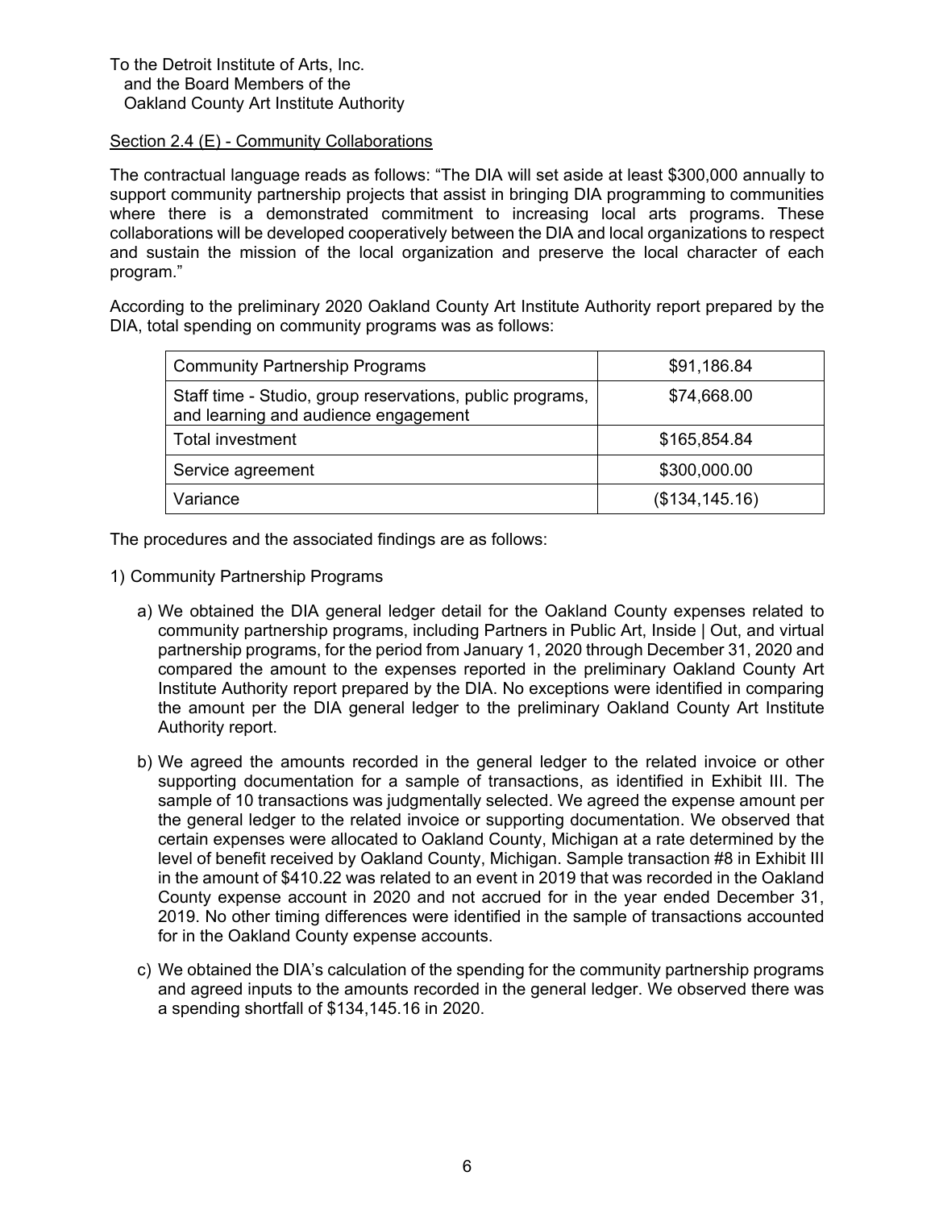To the Detroit Institute of Arts, Inc.
and the Board Members of the
Oakland County Art Institute Authority

<u>Section 2.4 (E) - Community Collaborations</u>

The contractual language reads as follows: "The DIA will set aside at least $300,000 annually to support community partnership projects that assist in bringing DIA programming to communities where there is a demonstrated commitment to increasing local arts programs. These collaborations will be developed cooperatively between the DIA and local organizations to respect and sustain the mission of the local organization and preserve the local character of each program."

According to the preliminary 2020 Oakland County Art Institute Authority report prepared by the DIA, total spending on community programs was as follows:

| | |
|---|---|
| Community Partnership Programs | $91,186.84 |
| Staff time - Studio, group reservations, public programs, and learning and audience engagement | $74,668.00 |
| Total investment | $165,854.84 |
| Service agreement | $300,000.00 |
| Variance | ($134,145.16) |

The procedures and the associated findings are as follows:

1) Community Partnership Programs

   a) We obtained the DIA general ledger detail for the Oakland County expenses related to community partnership programs, including Partners in Public Art, Inside | Out, and virtual partnership programs, for the period from January 1, 2020 through December 31, 2020 and compared the amount to the expenses reported in the preliminary Oakland County Art Institute Authority report prepared by the DIA. No exceptions were identified in comparing the amount per the DIA general ledger to the preliminary Oakland County Art Institute Authority report.

   b) We agreed the amounts recorded in the general ledger to the related invoice or other supporting documentation for a sample of transactions, as identified in Exhibit III. The sample of 10 transactions was judgmentally selected. We agreed the expense amount per the general ledger to the related invoice or supporting documentation. We observed that certain expenses were allocated to Oakland County, Michigan at a rate determined by the level of benefit received by Oakland County, Michigan. Sample transaction #8 in Exhibit III in the amount of $410.22 was related to an event in 2019 that was recorded in the Oakland County expense account in 2020 and not accrued for in the year ended December 31, 2019. No other timing differences were identified in the sample of transactions accounted for in the Oakland County expense accounts.

   c) We obtained the DIA's calculation of the spending for the community partnership programs and agreed inputs to the amounts recorded in the general ledger. We observed there was a spending shortfall of $134,145.16 in 2020.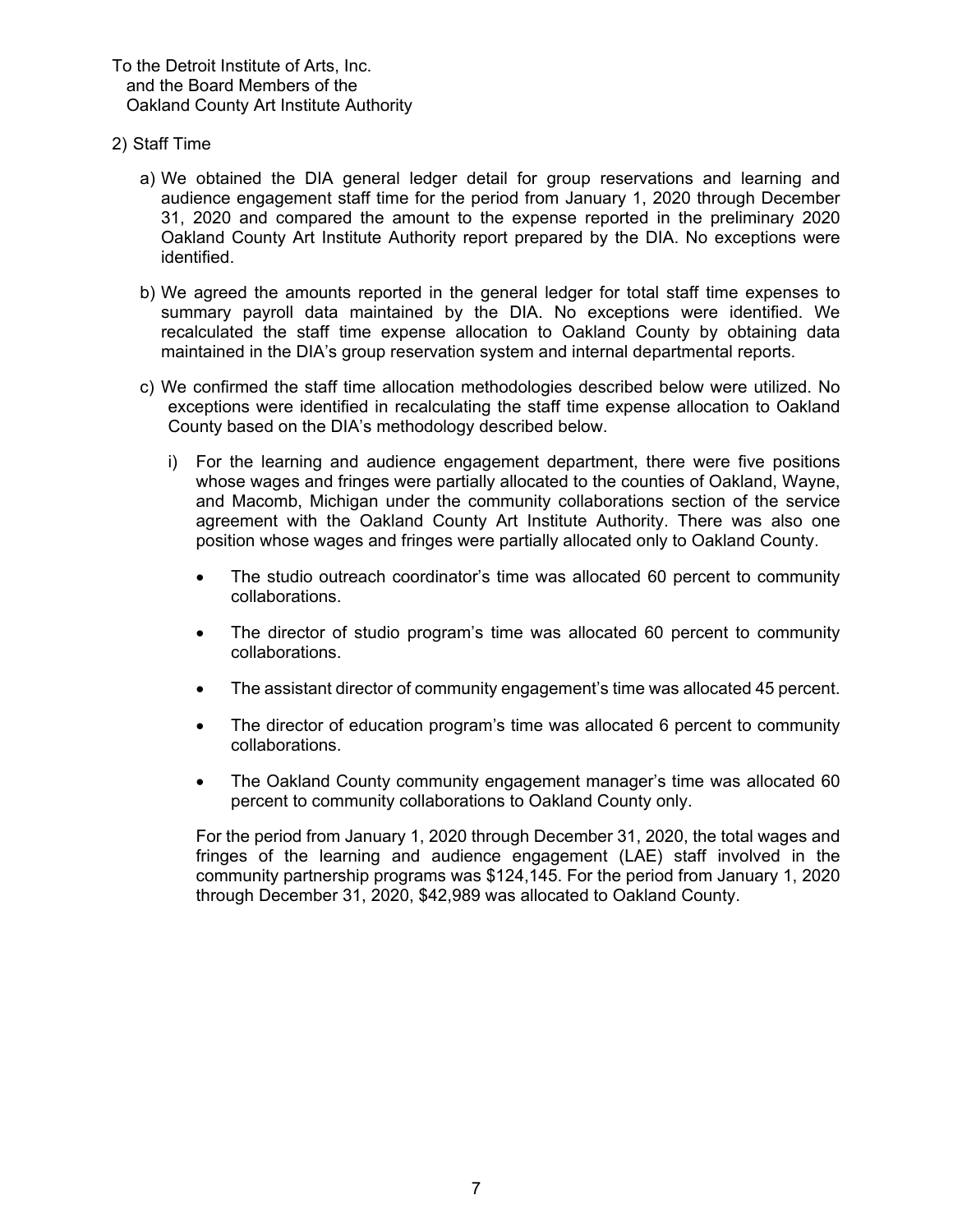To the Detroit Institute of Arts, Inc.
and the Board Members of the
Oakland County Art Institute Authority

2) Staff Time

a) We obtained the DIA general ledger detail for group reservations and learning and audience engagement staff time for the period from January 1, 2020 through December 31, 2020 and compared the amount to the expense reported in the preliminary 2020 Oakland County Art Institute Authority report prepared by the DIA. No exceptions were identified.

b) We agreed the amounts reported in the general ledger for total staff time expenses to summary payroll data maintained by the DIA. No exceptions were identified. We recalculated the staff time expense allocation to Oakland County by obtaining data maintained in the DIA's group reservation system and internal departmental reports.

c) We confirmed the staff time allocation methodologies described below were utilized. No exceptions were identified in recalculating the staff time expense allocation to Oakland County based on the DIA's methodology described below.

   i) For the learning and audience engagement department, there were five positions whose wages and fringes were partially allocated to the counties of Oakland, Wayne, and Macomb, Michigan under the community collaborations section of the service agreement with the Oakland County Art Institute Authority. There was also one position whose wages and fringes were partially allocated only to Oakland County.

   - The studio outreach coordinator's time was allocated 60 percent to community collaborations.
   - The director of studio program's time was allocated 60 percent to community collaborations.
   - The assistant director of community engagement's time was allocated 45 percent.
   - The director of education program's time was allocated 6 percent to community collaborations.
   - The Oakland County community engagement manager's time was allocated 60 percent to community collaborations to Oakland County only.

   For the period from January 1, 2020 through December 31, 2020, the total wages and fringes of the learning and audience engagement (LAE) staff involved in the community partnership programs was $124,145. For the period from January 1, 2020 through December 31, 2020, $42,989 was allocated to Oakland County.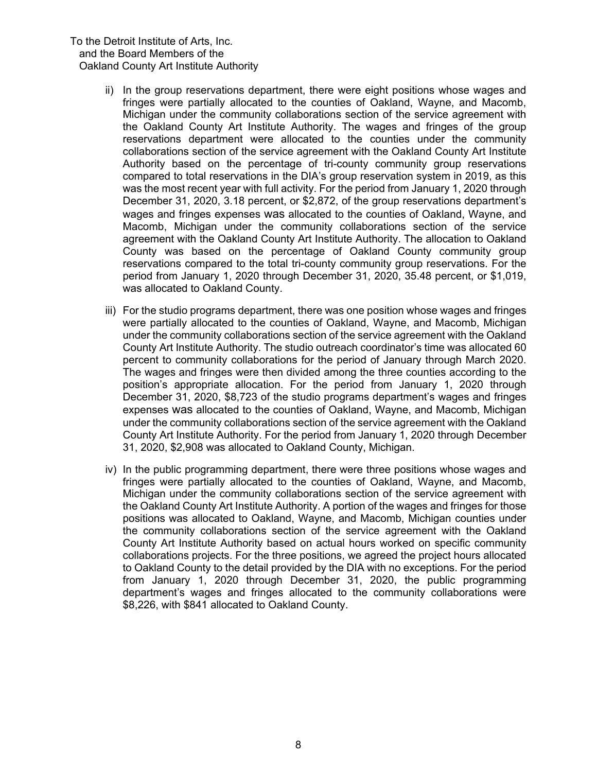To the Detroit Institute of Arts, Inc.
and the Board Members of the
Oakland County Art Institute Authority

ii) In the group reservations department, there were eight positions whose wages and fringes were partially allocated to the counties of Oakland, Wayne, and Macomb, Michigan under the community collaborations section of the service agreement with the Oakland County Art Institute Authority. The wages and fringes of the group reservations department were allocated to the counties under the community collaborations section of the service agreement with the Oakland County Art Institute Authority based on the percentage of tri-county community group reservations compared to total reservations in the DIA's group reservation system in 2019, as this was the most recent year with full activity. For the period from January 1, 2020 through December 31, 2020, 3.18 percent, or $2,872, of the group reservations department's wages and fringes expenses was allocated to the counties of Oakland, Wayne, and Macomb, Michigan under the community collaborations section of the service agreement with the Oakland County Art Institute Authority. The allocation to Oakland County was based on the percentage of Oakland County community group reservations compared to the total tri-county community group reservations. For the period from January 1, 2020 through December 31, 2020, 35.48 percent, or $1,019, was allocated to Oakland County.

iii) For the studio programs department, there was one position whose wages and fringes were partially allocated to the counties of Oakland, Wayne, and Macomb, Michigan under the community collaborations section of the service agreement with the Oakland County Art Institute Authority. The studio outreach coordinator's time was allocated 60 percent to community collaborations for the period of January through March 2020. The wages and fringes were then divided among the three counties according to the position's appropriate allocation. For the period from January 1, 2020 through December 31, 2020, $8,723 of the studio programs department's wages and fringes expenses was allocated to the counties of Oakland, Wayne, and Macomb, Michigan under the community collaborations section of the service agreement with the Oakland County Art Institute Authority. For the period from January 1, 2020 through December 31, 2020, $2,908 was allocated to Oakland County, Michigan.

iv) In the public programming department, there were three positions whose wages and fringes were partially allocated to the counties of Oakland, Wayne, and Macomb, Michigan under the community collaborations section of the service agreement with the Oakland County Art Institute Authority. A portion of the wages and fringes for those positions was allocated to Oakland, Wayne, and Macomb, Michigan counties under the community collaborations section of the service agreement with the Oakland County Art Institute Authority based on actual hours worked on specific community collaborations projects. For the three positions, we agreed the project hours allocated to Oakland County to the detail provided by the DIA with no exceptions. For the period from January 1, 2020 through December 31, 2020, the public programming department's wages and fringes allocated to the community collaborations were $8,226, with $841 allocated to Oakland County.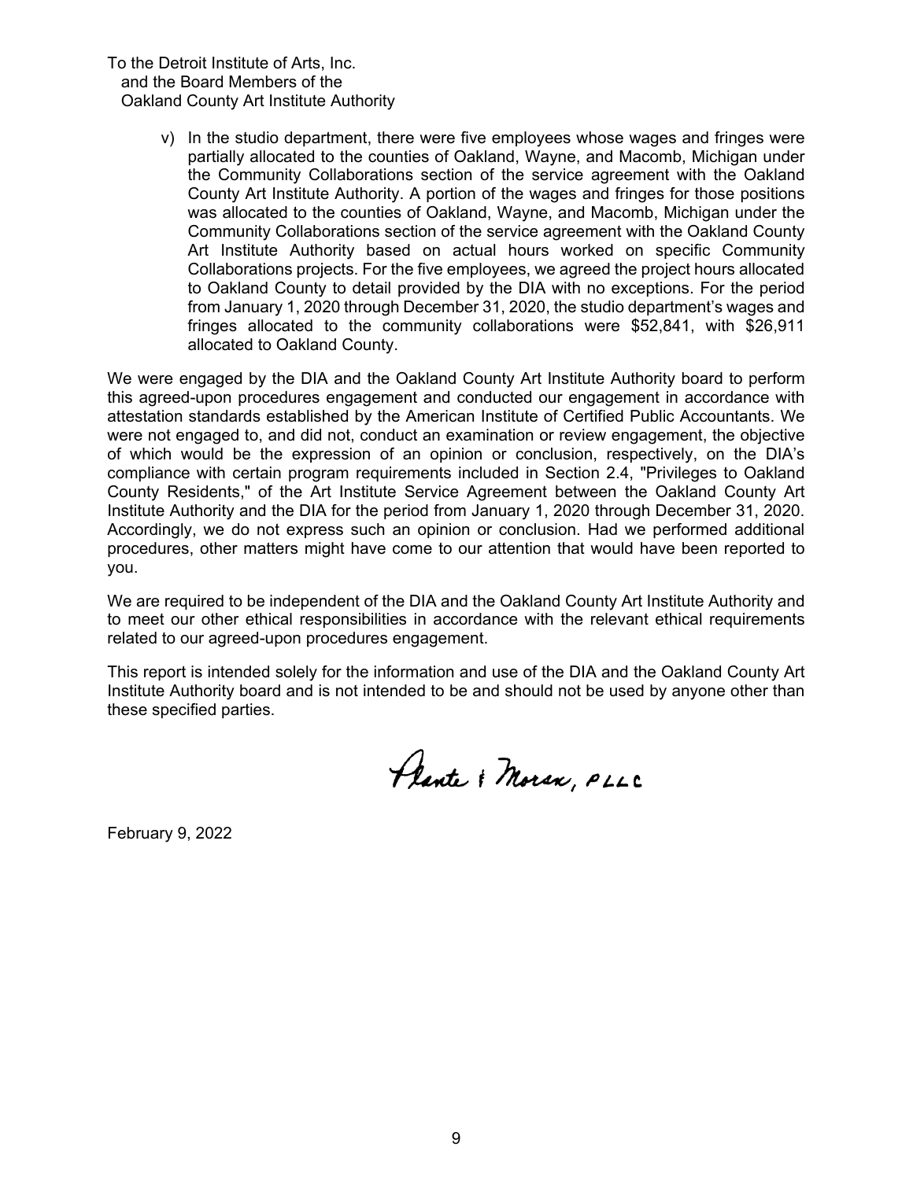To the Detroit Institute of Arts, Inc.
and the Board Members of the
Oakland County Art Institute Authority

v) In the studio department, there were five employees whose wages and fringes were partially allocated to the counties of Oakland, Wayne, and Macomb, Michigan under the Community Collaborations section of the service agreement with the Oakland County Art Institute Authority. A portion of the wages and fringes for those positions was allocated to the counties of Oakland, Wayne, and Macomb, Michigan under the Community Collaborations section of the service agreement with the Oakland County Art Institute Authority based on actual hours worked on specific Community Collaborations projects. For the five employees, we agreed the project hours allocated to Oakland County to detail provided by the DIA with no exceptions. For the period from January 1, 2020 through December 31, 2020, the studio department's wages and fringes allocated to the community collaborations were $52,841, with $26,911 allocated to Oakland County.

We were engaged by the DIA and the Oakland County Art Institute Authority board to perform this agreed-upon procedures engagement and conducted our engagement in accordance with attestation standards established by the American Institute of Certified Public Accountants. We were not engaged to, and did not, conduct an examination or review engagement, the objective of which would be the expression of an opinion or conclusion, respectively, on the DIA's compliance with certain program requirements included in Section 2.4, "Privileges to Oakland County Residents," of the Art Institute Service Agreement between the Oakland County Art Institute Authority and the DIA for the period from January 1, 2020 through December 31, 2020. Accordingly, we do not express such an opinion or conclusion. Had we performed additional procedures, other matters might have come to our attention that would have been reported to you.

We are required to be independent of the DIA and the Oakland County Art Institute Authority and to meet our other ethical responsibilities in accordance with the relevant ethical requirements related to our agreed-upon procedures engagement.

This report is intended solely for the information and use of the DIA and the Oakland County Art Institute Authority board and is not intended to be and should not be used by anyone other than these specified parties.

Plante & Moran, PLLC

February 9, 2022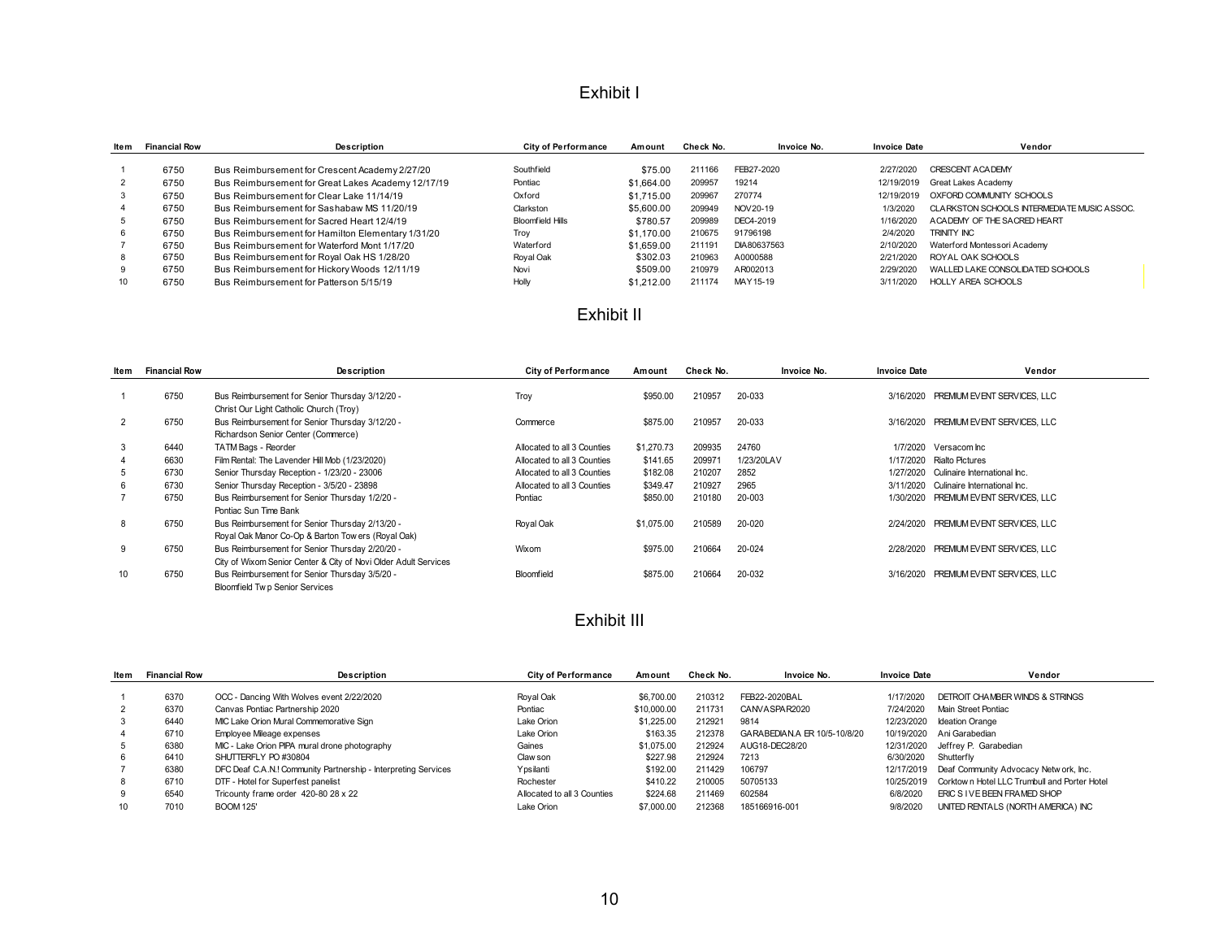# Exhibit I

| Item | Financial Row | Description | City of Performance | Amount | Check No. | Invoice No. | Invoice Date | Vendor |
|---|---|---|---|---|---|---|---|---|
| 1 | 6750 | Bus Reimbursement for Crescent Academy 2/27/20 | Southfield | $75.00 | 211166 | FEB27-2020 | 2/27/2020 | CRESCENT ACADEMY |
| 2 | 6750 | Bus Reimbursement for Great Lakes Academy 12/17/19 | Pontiac | $1,664.00 | 209957 | 19214 | 12/19/2019 | Great Lakes Academy |
| 3 | 6750 | Bus Reimbursement for Clear Lake 11/14/19 | Oxford | $1,715.00 | 209967 | 270774 | 12/19/2019 | OXFORD COMMUNITY SCHOOLS |
| 4 | 6750 | Bus Reimbursement for Sashabaw MS 11/20/19 | Clarkston | $5,600.00 | 209949 | NOV20-19 | 1/3/2020 | CLARKSTON SCHOOLS INTERMEDIATE MUSIC ASSOC. |
| 5 | 6750 | Bus Reimbursement for Sacred Heart 12/4/19 | Bloomfield Hills | $780.57 | 209989 | DEC4-2019 | 1/16/2020 | ACADEMY OF THE SACRED HEART |
| 6 | 6750 | Bus Reimbursement for Hamilton Elementary 1/31/20 | Troy | $1,170.00 | 210675 | 91796198 | 2/4/2020 | TRINITY INC |
| 7 | 6750 | Bus Reimbursement for Waterford Mont 1/17/20 | Waterford | $1,659.00 | 211191 | DIA80637563 | 2/10/2020 | Waterford Montessori Academy |
| 8 | 6750 | Bus Reimbursement for Royal Oak HS 1/28/20 | Royal Oak | $302.03 | 210963 | A0000588 | 2/21/2020 | ROYAL OAK SCHOOLS |
| 9 | 6750 | Bus Reimbursement for Hickory Woods 12/11/19 | Novi | $509.00 | 210979 | AR002013 | 2/29/2020 | WALLED LAKE CONSOLIDATED SCHOOLS |
| 10 | 6750 | Bus Reimbursement for Patterson 5/15/19 | Holly | $1,212.00 | 211174 | MAY15-19 | 3/11/2020 | HOLLY AREA SCHOOLS |

# Exhibit II

| Item | Financial Row | Description | City of Performance | Amount | Check No. | Invoice No. | Invoice Date | Vendor |
|---|---|---|---|---|---|---|---|---|
| 1 | 6750 | Bus Reimbursement for Senior Thursday 3/12/20 - Christ Our Light Catholic Church (Troy) | Troy | $950.00 | 210957 | 20-033 | 3/16/2020 | PREMIUM EVENT SERVICES, LLC |
| 2 | 6750 | Bus Reimbursement for Senior Thursday 3/12/20 - Richardson Senior Center (Commerce) | Commerce | $875.00 | 210957 | 20-033 | 3/16/2020 | PREMIUM EVENT SERVICES, LLC |
| 3 | 6440 | TATM Bags - Reorder | Allocated to all 3 Counties | $1,270.73 | 209935 | 24760 | 1/7/2020 | Versacom Inc |
| 4 | 6630 | Film Rental: The Lavender Hill Mob (1/23/2020) | Allocated to all 3 Counties | $141.65 | 209971 | 1/23/20LAV | 1/17/2020 | Rialto Pictures |
| 5 | 6730 | Senior Thursday Reception - 1/23/20 - 23006 | Allocated to all 3 Counties | $182.08 | 210207 | 2852 | 1/27/2020 | Culinaire International Inc. |
| 6 | 6730 | Senior Thursday Reception - 3/5/20 - 23898 | Allocated to all 3 Counties | $349.47 | 210927 | 2965 | 3/11/2020 | Culinaire International Inc. |
| 7 | 6750 | Bus Reimbursement for Senior Thursday 1/2/20 - Pontiac Sun Time Bank | Pontiac | $850.00 | 210180 | 20-003 | 1/30/2020 | PREMIUM EVENT SERVICES, LLC |
| 8 | 6750 | Bus Reimbursement for Senior Thursday 2/13/20 - Royal Oak Manor Co-Op & Barton Towers (Royal Oak) | Royal Oak | $1,075.00 | 210589 | 20-020 | 2/24/2020 | PREMIUM EVENT SERVICES, LLC |
| 9 | 6750 | Bus Reimbursement for Senior Thursday 2/20/20 - City of Wixom Senior Center & City of Novi Older Adult Services | Wixom | $975.00 | 210664 | 20-024 | 2/28/2020 | PREMIUM EVENT SERVICES, LLC |
| 10 | 6750 | Bus Reimbursement for Senior Thursday 3/5/20 - Bloomfield Twp Senior Services | Bloomfield | $875.00 | 210664 | 20-032 | 3/16/2020 | PREMIUM EVENT SERVICES, LLC |

# Exhibit III

| Item | Financial Row | Description | City of Performance | Amount | Check No. | Invoice No. | Invoice Date | Vendor |
|---|---|---|---|---|---|---|---|---|
| 1 | 6370 | OCC - Dancing With Wolves event 2/22/2020 | Royal Oak | $6,700.00 | 210312 | FEB22-2020BAL | 1/17/2020 | DETROIT CHAMBER WINDS & STRINGS |
| 2 | 6370 | Canvas Pontiac Partnership 2020 | Pontiac | $10,000.00 | 211731 | CANVASPAR2020 | 7/24/2020 | Main Street Pontiac |
| 3 | 6440 | MIC Lake Orion Mural Commemorative Sign | Lake Orion | $1,225.00 | 212921 | 9814 | 12/23/2020 | Ideation Orange |
| 4 | 6710 | Employee Mileage expenses | Lake Orion | $163.35 | 212378 | GARABEDIAN.A ER 10/5-10/8/20 | 10/19/2020 | Ani Garabedian |
| 5 | 6380 | MIC - Lake Orion PIPA mural drone photography | Gaines | $1,075.00 | 212924 | AUG18-DEC28/20 | 12/31/2020 | Jeffrey P. Garabedian |
| 6 | 6410 | SHUTTERFLY PO #30804 | Clawson | $227.98 | 212924 | 7213 | 6/30/2020 | Shutterfly |
| 7 | 6380 | DFC Deaf C.A.N.! Community Partnership - Interpreting Services | Ypsilanti | $192.00 | 211429 | 106797 | 12/17/2019 | Deaf Community Advocacy Network, Inc. |
| 8 | 6710 | DTF - Hotel for Superfest panelist | Rochester | $410.22 | 210005 | 50705133 | 10/25/2019 | Corktown Hotel LLC Trumbull and Porter Hotel |
| 9 | 6540 | Tricounty frame order 420-80 28 x 22 | Allocated to all 3 Counties | $224.68 | 211469 | 602584 | 6/8/2020 | ERIC S I V E BEEN FRAMED SHOP |
| 10 | 7010 | BOOM 125' | Lake Orion | $7,000.00 | 212368 | 185166916-001 | 9/8/2020 | UNITED RENTALS (NORTH AMERICA) INC |